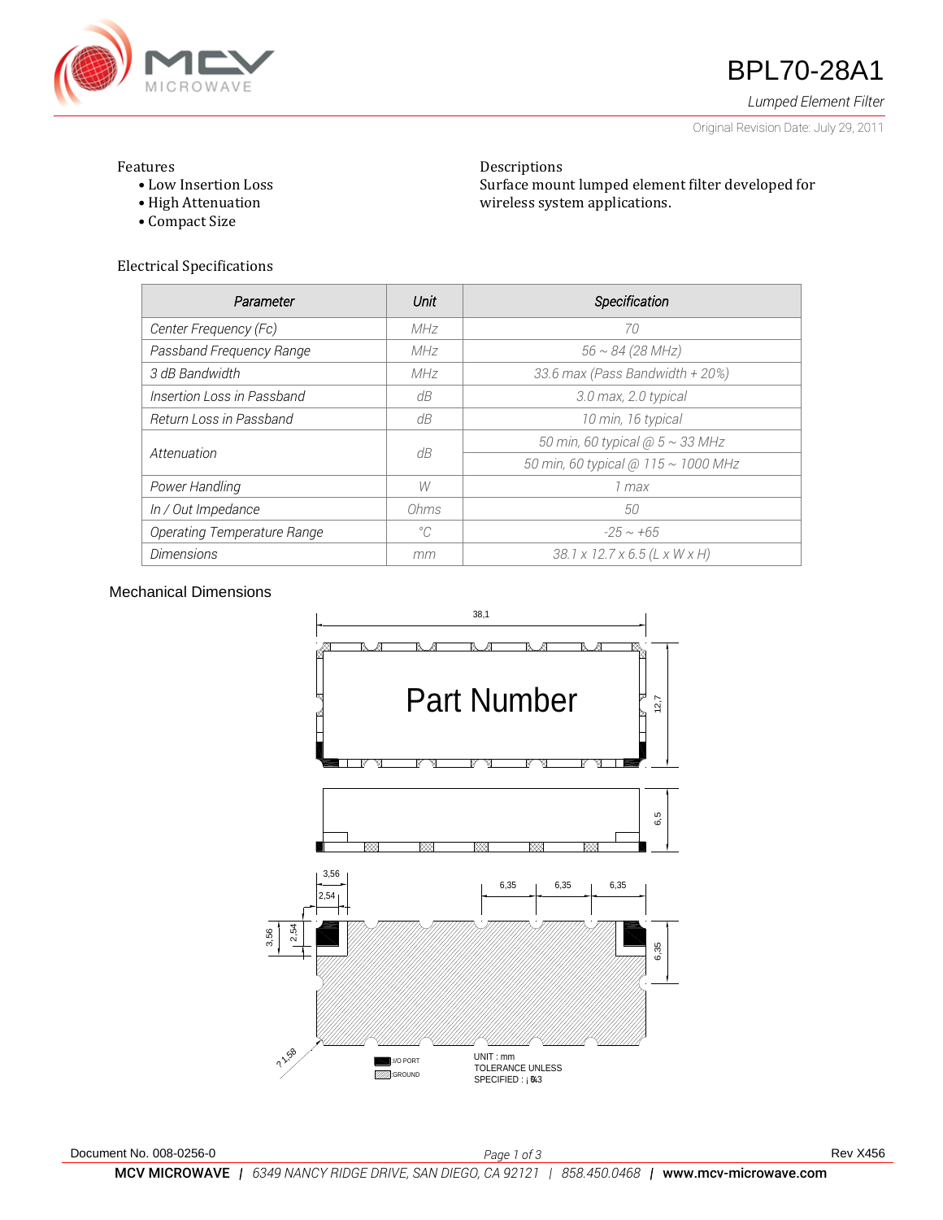# BPL70-28A1

*Lumped Element Filter*

Original Revision Date: July 29, 2011

## Features

- Low Insertion Loss
- High Attenuation
- Compact Size

## Descriptions

Surface mount lumped element filter developed for wireless system applications.

## Electrical Specifications

| *Parameter* | *Unit* | *Specification* |
|---|---|---|
| *Center Frequency (Fc)* | *MHz* | *70* |
| *Passband Frequency Range* | *MHz* | *56 ~ 84 (28 MHz)* |
| *3 dB Bandwidth* | *MHz* | *33.6 max (Pass Bandwidth + 20%)* |
| *Insertion Loss in Passband* | *dB* | *3.0 max, 2.0 typical* |
| *Return Loss in Passband* | *dB* | *10 min, 16 typical* |
| *Attenuation* | *dB* | *50 min, 60 typical @ 5 ~ 33 MHz* |
| | | *50 min, 60 typical @ 115 ~ 1000 MHz* |
| *Power Handling* | *W* | *1 max* |
| *In / Out Impedance* | *Ohms* | *50* |
| *Operating Temperature Range* | *°C* | *-25 ~ +65* |
| *Dimensions* | *mm* | *38.1 x 12.7 x 6.5 (L x W x H)* |

## Mechanical Dimensions

Part Number

38,1 — 12,7 — 6,5 — 3,56 — 2,54 — 6,35 — 6,35 — 6,35 — 3,56 — 2,54 — 6,35 — ?1,58

I/O PORT
GROUND

UNIT : mm
TOLERANCE UNLESS
SPECIFIED : ¡ 0.3

Document No. 008-0256-0 Rev X456

**MCV MICROWAVE** | *6349 NANCY RIDGE DRIVE, SAN DIEGO, CA 92121* | *858.450.0468* | **www.mcv-microwave.com**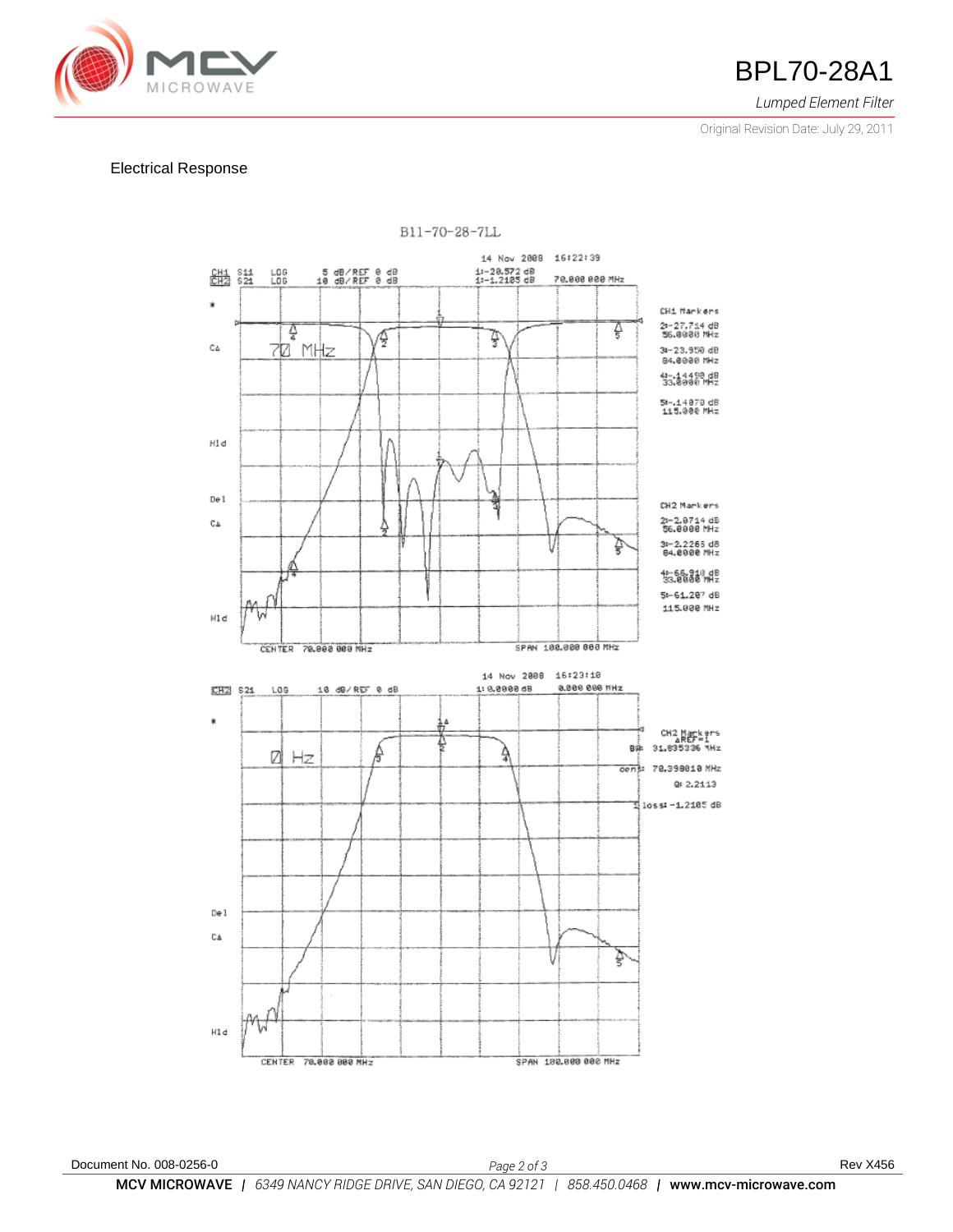## Electrical Response

B11-70-28-7LL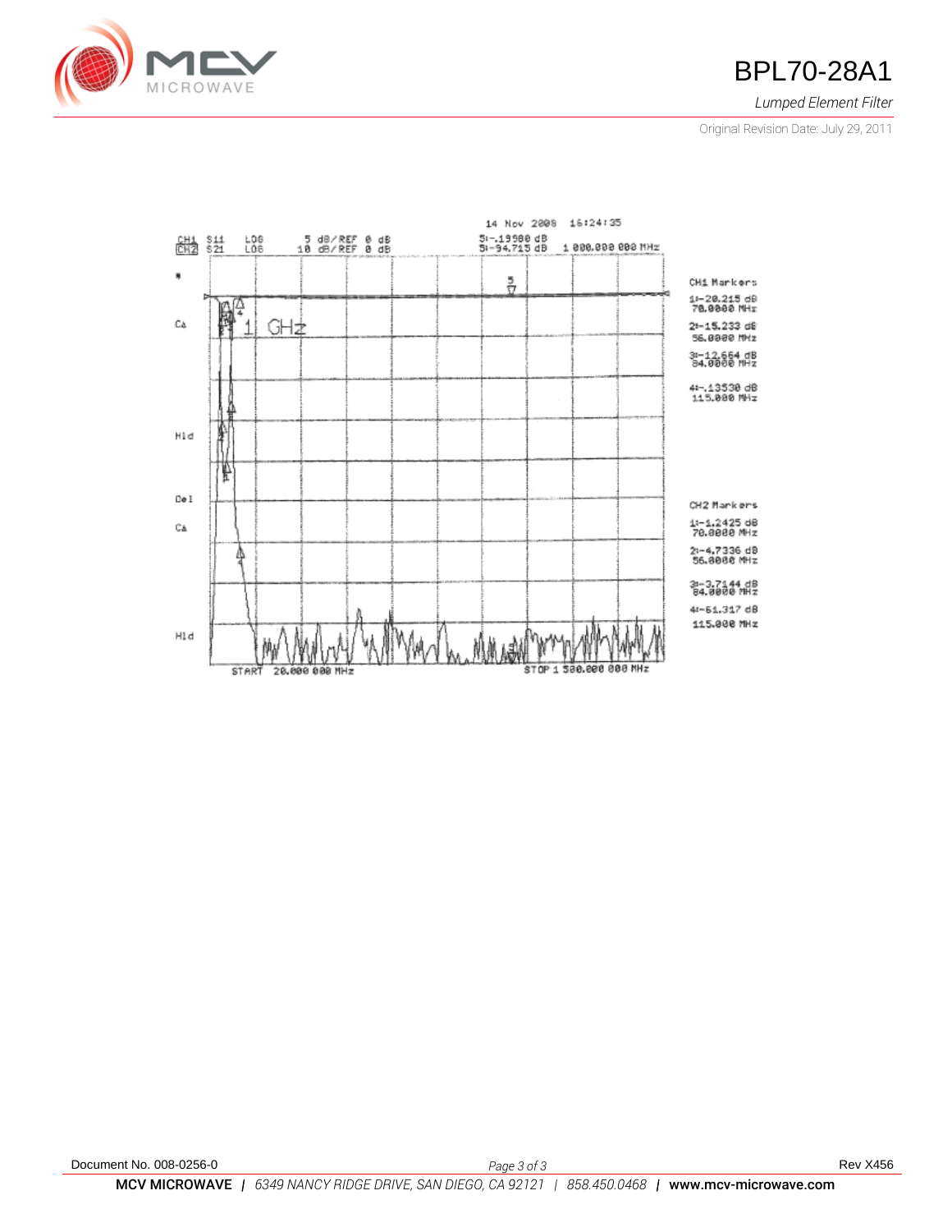# BPL70-28A1

*Lumped Element Filter*

Original Revision Date: July 29, 2011

14 Nov 2008 16:24:35

CH1 S11 LOG 5 dB/REF 0 dB
CH2 S21 LOG 10 dB/REF 0 dB

5:-.19980 dB
5:-94.715 dB 1 000.000 000 MHz

1 GHz

START 20.000 000 MHz
STOP 1 500.000 000 MHz

CH1 Markers

1:-20.215 dB
70.0000 MHz

2:-15.233 dB
56.0000 MHz

3:-12.664 dB
84.0000 MHz

4:-.13530 dB
115.000 MHz

CH2 Markers

1:-1.2425 dB
70.0000 MHz

2:-4.7336 dB
56.0000 MHz

3:-3.7144 dB
84.0000 MHz

4:-61.317 dB
115.000 MHz

Document No. 008-0256-0 | Rev X456

**MCV MICROWAVE** | *6349 NANCY RIDGE DRIVE, SAN DIEGO, CA 92121* | *858.450.0468* | **www.mcv-microwave.com**